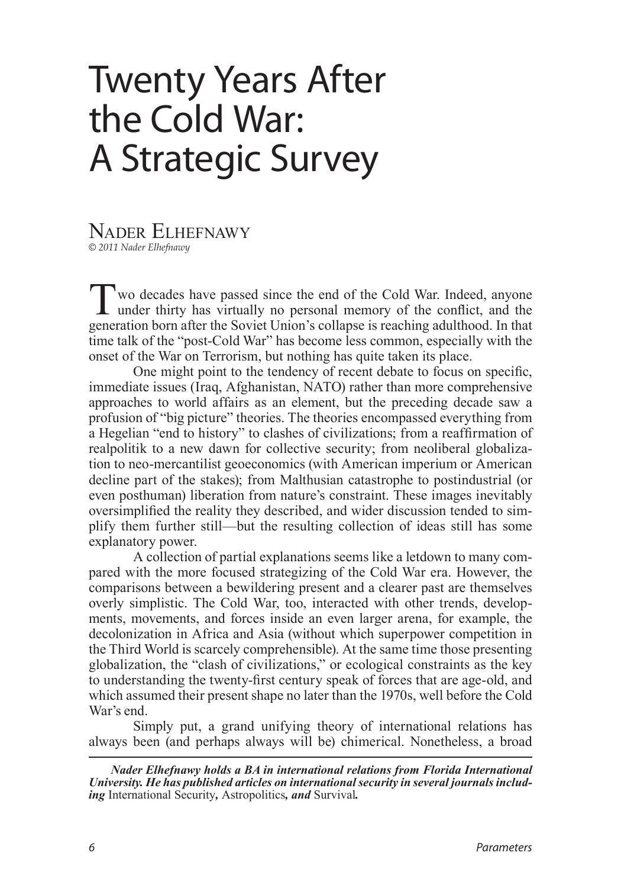# Twenty Years After the Cold War: A Strategic Survey

NADER ELHEFNAWY

*© 2011 Nader Elhefnawy*

Two decades have passed since the end of the Cold War. Indeed, anyone under thirty has virtually no personal memory of the conflict, and the generation born after the Soviet Union's collapse is reaching adulthood. In that time talk of the "post-Cold War" has become less common, especially with the onset of the War on Terrorism, but nothing has quite taken its place.

One might point to the tendency of recent debate to focus on specific, immediate issues (Iraq, Afghanistan, NATO) rather than more comprehensive approaches to world affairs as an element, but the preceding decade saw a profusion of "big picture" theories. The theories encompassed everything from a Hegelian "end to history" to clashes of civilizations; from a reaffirmation of realpolitik to a new dawn for collective security; from neoliberal globalization to neo-mercantilist geoeconomics (with American imperium or American decline part of the stakes); from Malthusian catastrophe to postindustrial (or even posthuman) liberation from nature's constraint. These images inevitably oversimplified the reality they described, and wider discussion tended to simplify them further still—but the resulting collection of ideas still has some explanatory power.

A collection of partial explanations seems like a letdown to many compared with the more focused strategizing of the Cold War era. However, the comparisons between a bewildering present and a clearer past are themselves overly simplistic. The Cold War, too, interacted with other trends, developments, movements, and forces inside an even larger arena, for example, the decolonization in Africa and Asia (without which superpower competition in the Third World is scarcely comprehensible). At the same time those presenting globalization, the "clash of civilizations," or ecological constraints as the key to understanding the twenty-first century speak of forces that are age-old, and which assumed their present shape no later than the 1970s, well before the Cold War's end.

Simply put, a grand unifying theory of international relations has always been (and perhaps always will be) chimerical. Nonetheless, a broad

---

***Nader Elhefnawy holds a BA in international relations from Florida International University. He has published articles on international security in several journals including*** International Security***,*** Astropolitics***, and*** Survival***.***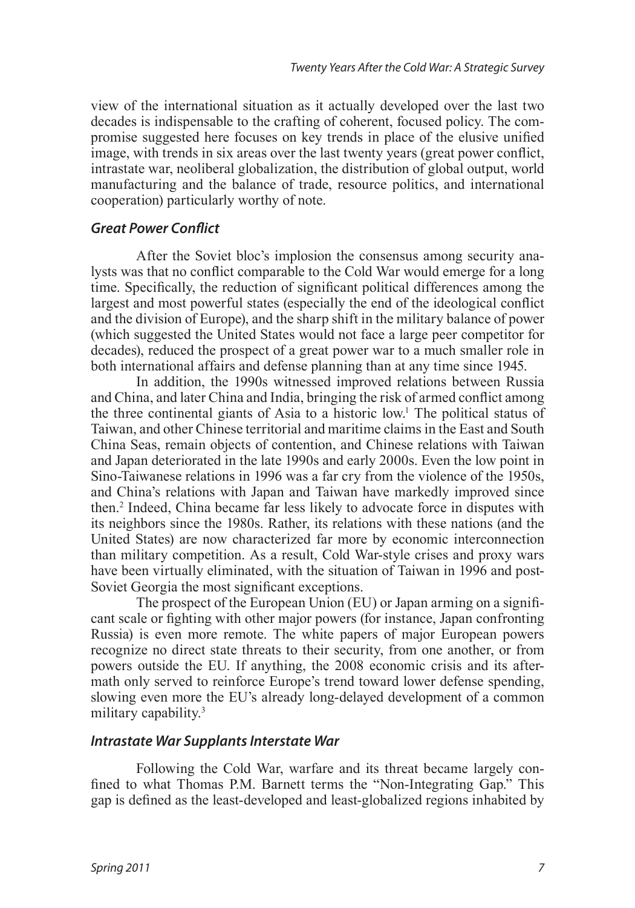view of the international situation as it actually developed over the last two decades is indispensable to the crafting of coherent, focused policy. The compromise suggested here focuses on key trends in place of the elusive unified image, with trends in six areas over the last twenty years (great power conflict, intrastate war, neoliberal globalization, the distribution of global output, world manufacturing and the balance of trade, resource politics, and international cooperation) particularly worthy of note.

### *Great Power Conflict*

After the Soviet bloc's implosion the consensus among security analysts was that no conflict comparable to the Cold War would emerge for a long time. Specifically, the reduction of significant political differences among the largest and most powerful states (especially the end of the ideological conflict and the division of Europe), and the sharp shift in the military balance of power (which suggested the United States would not face a large peer competitor for decades), reduced the prospect of a great power war to a much smaller role in both international affairs and defense planning than at any time since 1945.

In addition, the 1990s witnessed improved relations between Russia and China, and later China and India, bringing the risk of armed conflict among the three continental giants of Asia to a historic low.[1] The political status of Taiwan, and other Chinese territorial and maritime claims in the East and South China Seas, remain objects of contention, and Chinese relations with Taiwan and Japan deteriorated in the late 1990s and early 2000s. Even the low point in Sino-Taiwanese relations in 1996 was a far cry from the violence of the 1950s, and China's relations with Japan and Taiwan have markedly improved since then.[2] Indeed, China became far less likely to advocate force in disputes with its neighbors since the 1980s. Rather, its relations with these nations (and the United States) are now characterized far more by economic interconnection than military competition. As a result, Cold War-style crises and proxy wars have been virtually eliminated, with the situation of Taiwan in 1996 and post-Soviet Georgia the most significant exceptions.

The prospect of the European Union (EU) or Japan arming on a significant scale or fighting with other major powers (for instance, Japan confronting Russia) is even more remote. The white papers of major European powers recognize no direct state threats to their security, from one another, or from powers outside the EU. If anything, the 2008 economic crisis and its aftermath only served to reinforce Europe's trend toward lower defense spending, slowing even more the EU's already long-delayed development of a common military capability.[3]

### *Intrastate War Supplants Interstate War*

Following the Cold War, warfare and its threat became largely confined to what Thomas P.M. Barnett terms the "Non-Integrating Gap." This gap is defined as the least-developed and least-globalized regions inhabited by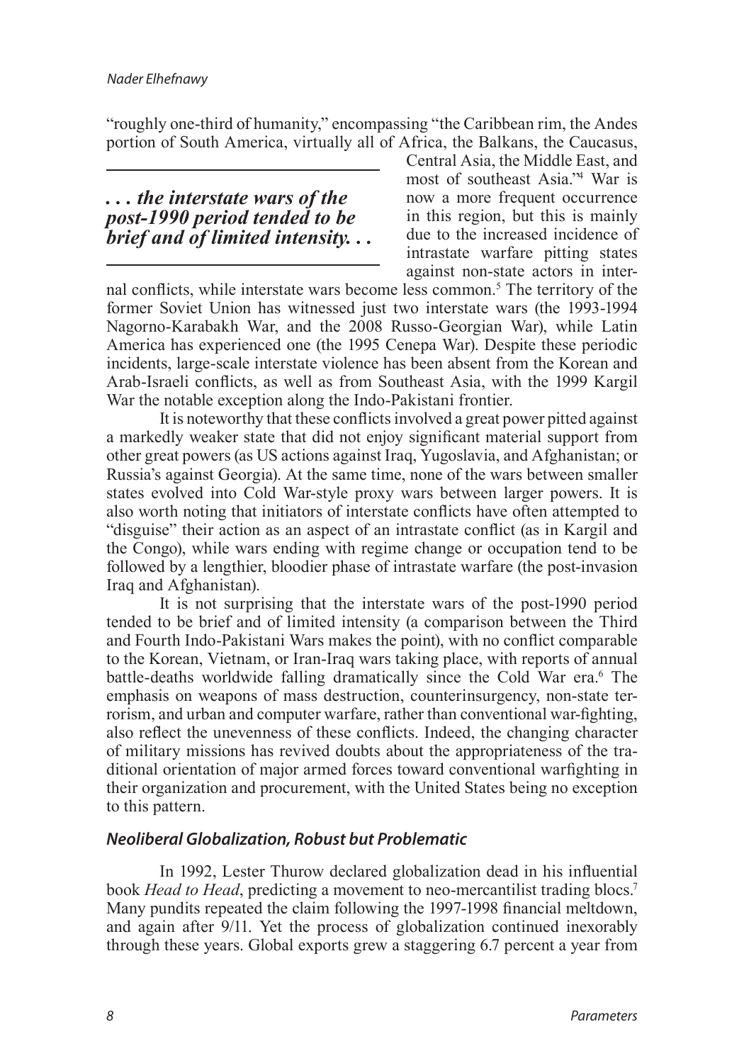"roughly one-third of humanity," encompassing "the Caribbean rim, the Andes portion of South America, virtually all of Africa, the Balkans, the Caucasus, Central Asia, the Middle East, and most of southeast Asia."[4] War is now a more frequent occurrence in this region, but this is mainly due to the increased incidence of intrastate warfare pitting states against non-state actors in internal conflicts, while interstate wars become less common.[5] The territory of the former Soviet Union has witnessed just two interstate wars (the 1993-1994 Nagorno-Karabakh War, and the 2008 Russo-Georgian War), while Latin America has experienced one (the 1995 Cenepa War). Despite these periodic incidents, large-scale interstate violence has been absent from the Korean and Arab-Israeli conflicts, as well as from Southeast Asia, with the 1999 Kargil War the notable exception along the Indo-Pakistani frontier.

It is noteworthy that these conflicts involved a great power pitted against a markedly weaker state that did not enjoy significant material support from other great powers (as US actions against Iraq, Yugoslavia, and Afghanistan; or Russia's against Georgia). At the same time, none of the wars between smaller states evolved into Cold War-style proxy wars between larger powers. It is also worth noting that initiators of interstate conflicts have often attempted to "disguise" their action as an aspect of an intrastate conflict (as in Kargil and the Congo), while wars ending with regime change or occupation tend to be followed by a lengthier, bloodier phase of intrastate warfare (the post-invasion Iraq and Afghanistan).

It is not surprising that the interstate wars of the post-1990 period tended to be brief and of limited intensity (a comparison between the Third and Fourth Indo-Pakistani Wars makes the point), with no conflict comparable to the Korean, Vietnam, or Iran-Iraq wars taking place, with reports of annual battle-deaths worldwide falling dramatically since the Cold War era.[6] The emphasis on weapons of mass destruction, counterinsurgency, non-state terrorism, and urban and computer warfare, rather than conventional war-fighting, also reflect the unevenness of these conflicts. Indeed, the changing character of military missions has revived doubts about the appropriateness of the traditional orientation of major armed forces toward conventional warfighting in their organization and procurement, with the United States being no exception to this pattern.

### *Neoliberal Globalization, Robust but Problematic*

In 1992, Lester Thurow declared globalization dead in his influential book *Head to Head*, predicting a movement to neo-mercantilist trading blocs.[7] Many pundits repeated the claim following the 1997-1998 financial meltdown, and again after 9/11. Yet the process of globalization continued inexorably through these years. Global exports grew a staggering 6.7 percent a year from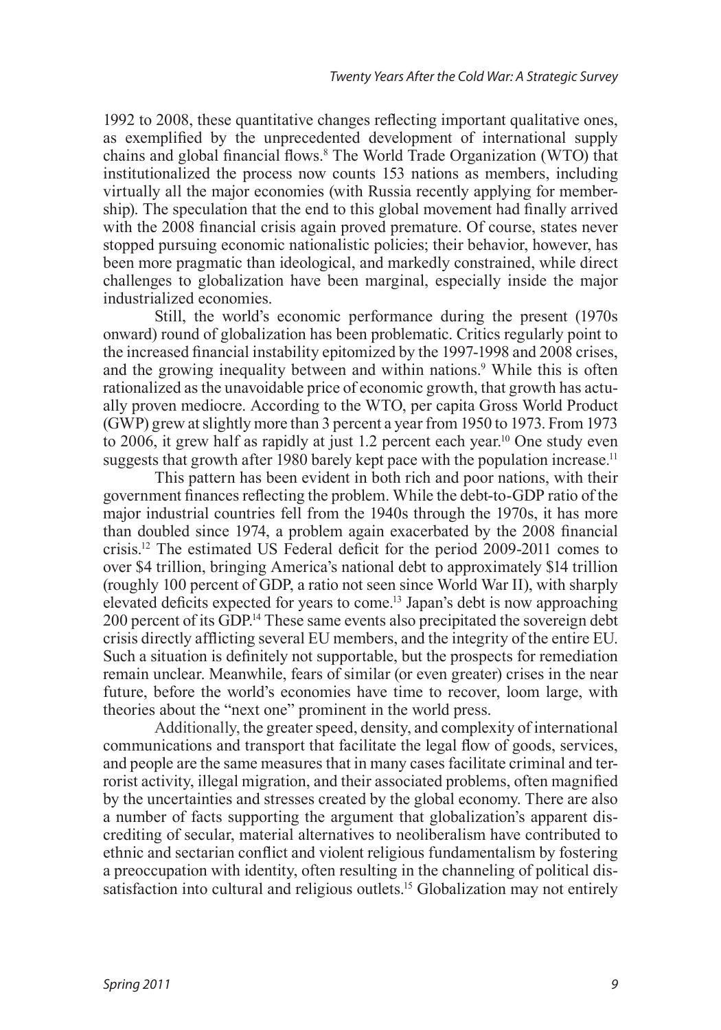1992 to 2008, these quantitative changes reflecting important qualitative ones, as exemplified by the unprecedented development of international supply chains and global financial flows.[8] The World Trade Organization (WTO) that institutionalized the process now counts 153 nations as members, including virtually all the major economies (with Russia recently applying for membership). The speculation that the end to this global movement had finally arrived with the 2008 financial crisis again proved premature. Of course, states never stopped pursuing economic nationalistic policies; their behavior, however, has been more pragmatic than ideological, and markedly constrained, while direct challenges to globalization have been marginal, especially inside the major industrialized economies.

Still, the world's economic performance during the present (1970s onward) round of globalization has been problematic. Critics regularly point to the increased financial instability epitomized by the 1997-1998 and 2008 crises, and the growing inequality between and within nations.[9] While this is often rationalized as the unavoidable price of economic growth, that growth has actually proven mediocre. According to the WTO, per capita Gross World Product (GWP) grew at slightly more than 3 percent a year from 1950 to 1973. From 1973 to 2006, it grew half as rapidly at just 1.2 percent each year.[10] One study even suggests that growth after 1980 barely kept pace with the population increase.[11]

This pattern has been evident in both rich and poor nations, with their government finances reflecting the problem. While the debt-to-GDP ratio of the major industrial countries fell from the 1940s through the 1970s, it has more than doubled since 1974, a problem again exacerbated by the 2008 financial crisis.[12] The estimated US Federal deficit for the period 2009-2011 comes to over $4 trillion, bringing America's national debt to approximately $14 trillion (roughly 100 percent of GDP, a ratio not seen since World War II), with sharply elevated deficits expected for years to come.[13] Japan's debt is now approaching 200 percent of its GDP.[14] These same events also precipitated the sovereign debt crisis directly afflicting several EU members, and the integrity of the entire EU. Such a situation is definitely not supportable, but the prospects for remediation remain unclear. Meanwhile, fears of similar (or even greater) crises in the near future, before the world's economies have time to recover, loom large, with theories about the "next one" prominent in the world press.

Additionally, the greater speed, density, and complexity of international communications and transport that facilitate the legal flow of goods, services, and people are the same measures that in many cases facilitate criminal and terrorist activity, illegal migration, and their associated problems, often magnified by the uncertainties and stresses created by the global economy. There are also a number of facts supporting the argument that globalization's apparent discrediting of secular, material alternatives to neoliberalism have contributed to ethnic and sectarian conflict and violent religious fundamentalism by fostering a preoccupation with identity, often resulting in the channeling of political dissatisfaction into cultural and religious outlets.[15] Globalization may not entirely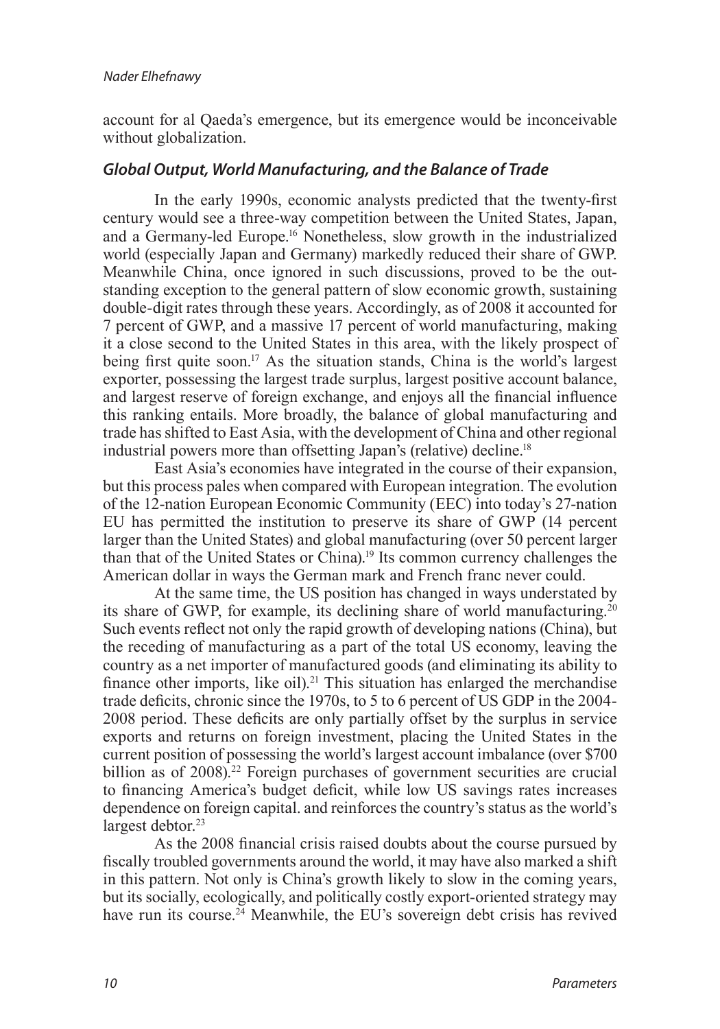account for al Qaeda's emergence, but its emergence would be inconceivable without globalization.

### *Global Output, World Manufacturing, and the Balance of Trade*

In the early 1990s, economic analysts predicted that the twenty-first century would see a three-way competition between the United States, Japan, and a Germany-led Europe.[16] Nonetheless, slow growth in the industrialized world (especially Japan and Germany) markedly reduced their share of GWP. Meanwhile China, once ignored in such discussions, proved to be the outstanding exception to the general pattern of slow economic growth, sustaining double-digit rates through these years. Accordingly, as of 2008 it accounted for 7 percent of GWP, and a massive 17 percent of world manufacturing, making it a close second to the United States in this area, with the likely prospect of being first quite soon.[17] As the situation stands, China is the world's largest exporter, possessing the largest trade surplus, largest positive account balance, and largest reserve of foreign exchange, and enjoys all the financial influence this ranking entails. More broadly, the balance of global manufacturing and trade has shifted to East Asia, with the development of China and other regional industrial powers more than offsetting Japan's (relative) decline.[18]

East Asia's economies have integrated in the course of their expansion, but this process pales when compared with European integration. The evolution of the 12-nation European Economic Community (EEC) into today's 27-nation EU has permitted the institution to preserve its share of GWP (14 percent larger than the United States) and global manufacturing (over 50 percent larger than that of the United States or China).[19] Its common currency challenges the American dollar in ways the German mark and French franc never could.

At the same time, the US position has changed in ways understated by its share of GWP, for example, its declining share of world manufacturing.[20] Such events reflect not only the rapid growth of developing nations (China), but the receding of manufacturing as a part of the total US economy, leaving the country as a net importer of manufactured goods (and eliminating its ability to finance other imports, like oil).[21] This situation has enlarged the merchandise trade deficits, chronic since the 1970s, to 5 to 6 percent of US GDP in the 2004-2008 period. These deficits are only partially offset by the surplus in service exports and returns on foreign investment, placing the United States in the current position of possessing the world's largest account imbalance (over $700 billion as of 2008).[22] Foreign purchases of government securities are crucial to financing America's budget deficit, while low US savings rates increases dependence on foreign capital. and reinforces the country's status as the world's largest debtor.[23]

As the 2008 financial crisis raised doubts about the course pursued by fiscally troubled governments around the world, it may have also marked a shift in this pattern. Not only is China's growth likely to slow in the coming years, but its socially, ecologically, and politically costly export-oriented strategy may have run its course.[24] Meanwhile, the EU's sovereign debt crisis has revived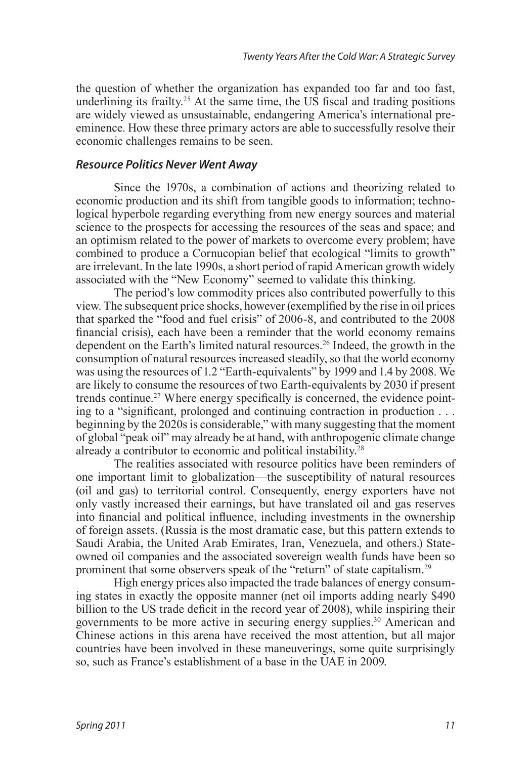the question of whether the organization has expanded too far and too fast, underlining its frailty.[25] At the same time, the US fiscal and trading positions are widely viewed as unsustainable, endangering America's international preeminence. How these three primary actors are able to successfully resolve their economic challenges remains to be seen.

### *Resource Politics Never Went Away*

Since the 1970s, a combination of actions and theorizing related to economic production and its shift from tangible goods to information; technological hyperbole regarding everything from new energy sources and material science to the prospects for accessing the resources of the seas and space; and an optimism related to the power of markets to overcome every problem; have combined to produce a Cornucopian belief that ecological "limits to growth" are irrelevant. In the late 1990s, a short period of rapid American growth widely associated with the "New Economy" seemed to validate this thinking.

The period's low commodity prices also contributed powerfully to this view. The subsequent price shocks, however (exemplified by the rise in oil prices that sparked the "food and fuel crisis" of 2006-8, and contributed to the 2008 financial crisis), each have been a reminder that the world economy remains dependent on the Earth's limited natural resources.[26] Indeed, the growth in the consumption of natural resources increased steadily, so that the world economy was using the resources of 1.2 "Earth-equivalents" by 1999 and 1.4 by 2008. We are likely to consume the resources of two Earth-equivalents by 2030 if present trends continue.[27] Where energy specifically is concerned, the evidence pointing to a "significant, prolonged and continuing contraction in production . . . beginning by the 2020s is considerable," with many suggesting that the moment of global "peak oil" may already be at hand, with anthropogenic climate change already a contributor to economic and political instability.[28]

The realities associated with resource politics have been reminders of one important limit to globalization—the susceptibility of natural resources (oil and gas) to territorial control. Consequently, energy exporters have not only vastly increased their earnings, but have translated oil and gas reserves into financial and political influence, including investments in the ownership of foreign assets. (Russia is the most dramatic case, but this pattern extends to Saudi Arabia, the United Arab Emirates, Iran, Venezuela, and others.) State-owned oil companies and the associated sovereign wealth funds have been so prominent that some observers speak of the "return" of state capitalism.[29]

High energy prices also impacted the trade balances of energy consuming states in exactly the opposite manner (net oil imports adding nearly $490 billion to the US trade deficit in the record year of 2008), while inspiring their governments to be more active in securing energy supplies.[30] American and Chinese actions in this arena have received the most attention, but all major countries have been involved in these maneuverings, some quite surprisingly so, such as France's establishment of a base in the UAE in 2009.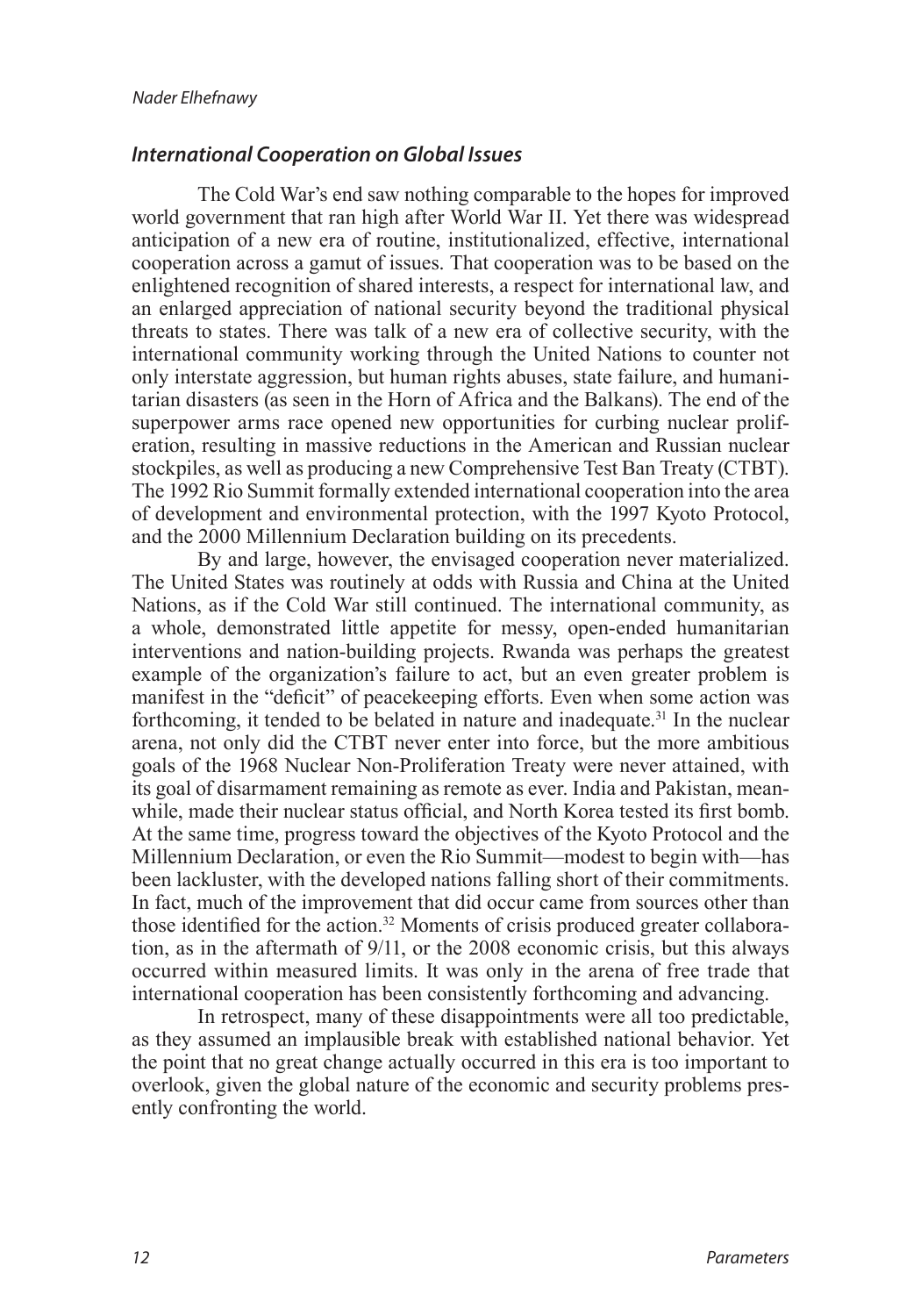### *International Cooperation on Global Issues*

The Cold War's end saw nothing comparable to the hopes for improved world government that ran high after World War II. Yet there was widespread anticipation of a new era of routine, institutionalized, effective, international cooperation across a gamut of issues. That cooperation was to be based on the enlightened recognition of shared interests, a respect for international law, and an enlarged appreciation of national security beyond the traditional physical threats to states. There was talk of a new era of collective security, with the international community working through the United Nations to counter not only interstate aggression, but human rights abuses, state failure, and humanitarian disasters (as seen in the Horn of Africa and the Balkans). The end of the superpower arms race opened new opportunities for curbing nuclear proliferation, resulting in massive reductions in the American and Russian nuclear stockpiles, as well as producing a new Comprehensive Test Ban Treaty (CTBT). The 1992 Rio Summit formally extended international cooperation into the area of development and environmental protection, with the 1997 Kyoto Protocol, and the 2000 Millennium Declaration building on its precedents.

By and large, however, the envisaged cooperation never materialized. The United States was routinely at odds with Russia and China at the United Nations, as if the Cold War still continued. The international community, as a whole, demonstrated little appetite for messy, open-ended humanitarian interventions and nation-building projects. Rwanda was perhaps the greatest example of the organization's failure to act, but an even greater problem is manifest in the "deficit" of peacekeeping efforts. Even when some action was forthcoming, it tended to be belated in nature and inadequate.[31] In the nuclear arena, not only did the CTBT never enter into force, but the more ambitious goals of the 1968 Nuclear Non-Proliferation Treaty were never attained, with its goal of disarmament remaining as remote as ever. India and Pakistan, meanwhile, made their nuclear status official, and North Korea tested its first bomb. At the same time, progress toward the objectives of the Kyoto Protocol and the Millennium Declaration, or even the Rio Summit—modest to begin with—has been lackluster, with the developed nations falling short of their commitments. In fact, much of the improvement that did occur came from sources other than those identified for the action.[32] Moments of crisis produced greater collaboration, as in the aftermath of 9/11, or the 2008 economic crisis, but this always occurred within measured limits. It was only in the arena of free trade that international cooperation has been consistently forthcoming and advancing.

In retrospect, many of these disappointments were all too predictable, as they assumed an implausible break with established national behavior. Yet the point that no great change actually occurred in this era is too important to overlook, given the global nature of the economic and security problems presently confronting the world.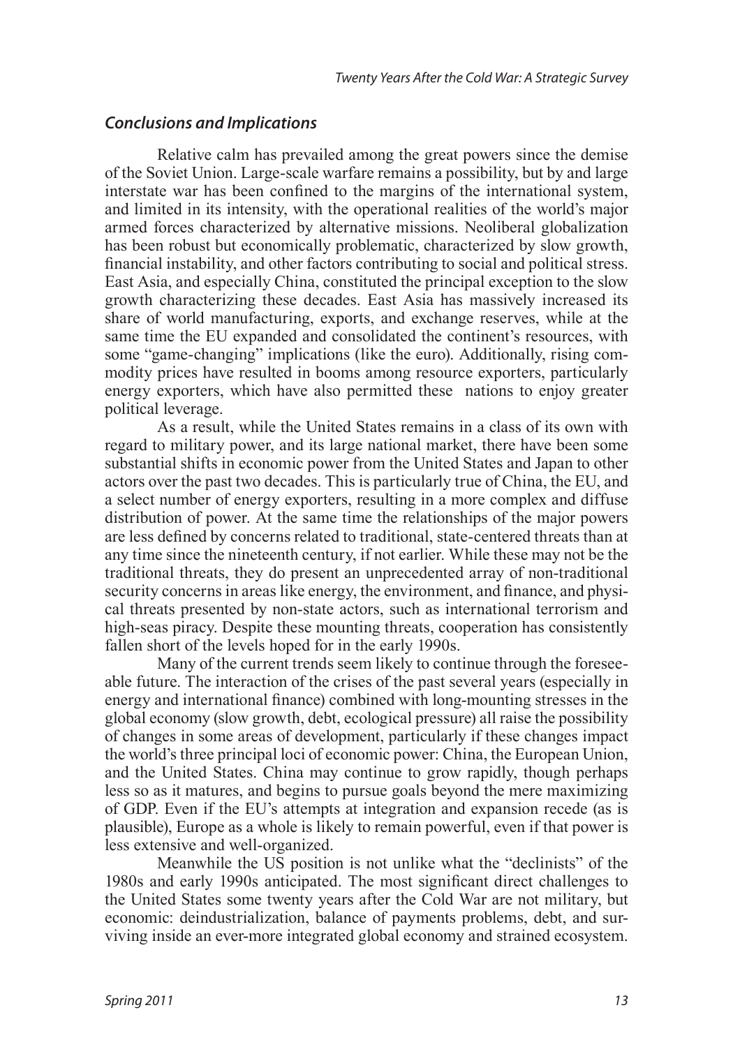### *Conclusions and Implications*

Relative calm has prevailed among the great powers since the demise of the Soviet Union. Large-scale warfare remains a possibility, but by and large interstate war has been confined to the margins of the international system, and limited in its intensity, with the operational realities of the world's major armed forces characterized by alternative missions. Neoliberal globalization has been robust but economically problematic, characterized by slow growth, financial instability, and other factors contributing to social and political stress. East Asia, and especially China, constituted the principal exception to the slow growth characterizing these decades. East Asia has massively increased its share of world manufacturing, exports, and exchange reserves, while at the same time the EU expanded and consolidated the continent's resources, with some "game-changing" implications (like the euro). Additionally, rising commodity prices have resulted in booms among resource exporters, particularly energy exporters, which have also permitted these nations to enjoy greater political leverage.

As a result, while the United States remains in a class of its own with regard to military power, and its large national market, there have been some substantial shifts in economic power from the United States and Japan to other actors over the past two decades. This is particularly true of China, the EU, and a select number of energy exporters, resulting in a more complex and diffuse distribution of power. At the same time the relationships of the major powers are less defined by concerns related to traditional, state-centered threats than at any time since the nineteenth century, if not earlier. While these may not be the traditional threats, they do present an unprecedented array of non-traditional security concerns in areas like energy, the environment, and finance, and physical threats presented by non-state actors, such as international terrorism and high-seas piracy. Despite these mounting threats, cooperation has consistently fallen short of the levels hoped for in the early 1990s.

Many of the current trends seem likely to continue through the foreseeable future. The interaction of the crises of the past several years (especially in energy and international finance) combined with long-mounting stresses in the global economy (slow growth, debt, ecological pressure) all raise the possibility of changes in some areas of development, particularly if these changes impact the world's three principal loci of economic power: China, the European Union, and the United States. China may continue to grow rapidly, though perhaps less so as it matures, and begins to pursue goals beyond the mere maximizing of GDP. Even if the EU's attempts at integration and expansion recede (as is plausible), Europe as a whole is likely to remain powerful, even if that power is less extensive and well-organized.

Meanwhile the US position is not unlike what the "declinists" of the 1980s and early 1990s anticipated. The most significant direct challenges to the United States some twenty years after the Cold War are not military, but economic: deindustrialization, balance of payments problems, debt, and surviving inside an ever-more integrated global economy and strained ecosystem.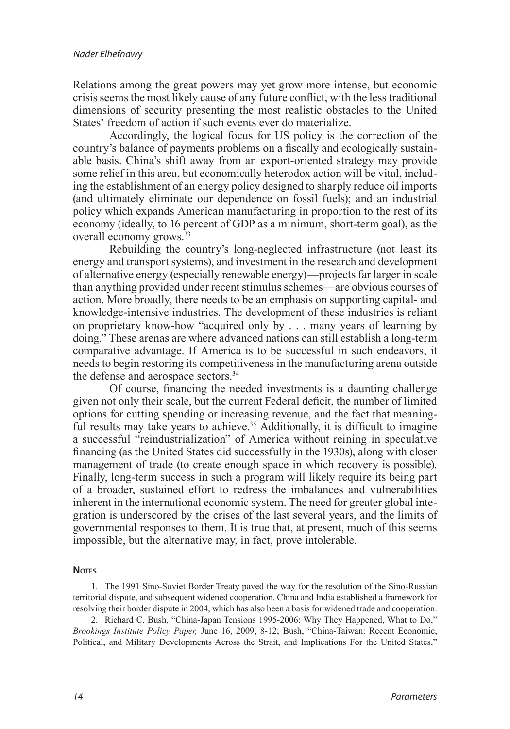Relations among the great powers may yet grow more intense, but economic crisis seems the most likely cause of any future conflict, with the less traditional dimensions of security presenting the most realistic obstacles to the United States' freedom of action if such events ever do materialize.

Accordingly, the logical focus for US policy is the correction of the country's balance of payments problems on a fiscally and ecologically sustainable basis. China's shift away from an export-oriented strategy may provide some relief in this area, but economically heterodox action will be vital, including the establishment of an energy policy designed to sharply reduce oil imports (and ultimately eliminate our dependence on fossil fuels); and an industrial policy which expands American manufacturing in proportion to the rest of its economy (ideally, to 16 percent of GDP as a minimum, short-term goal), as the overall economy grows.[33]

Rebuilding the country's long-neglected infrastructure (not least its energy and transport systems), and investment in the research and development of alternative energy (especially renewable energy)—projects far larger in scale than anything provided under recent stimulus schemes—are obvious courses of action. More broadly, there needs to be an emphasis on supporting capital- and knowledge-intensive industries. The development of these industries is reliant on proprietary know-how "acquired only by . . . many years of learning by doing." These arenas are where advanced nations can still establish a long-term comparative advantage. If America is to be successful in such endeavors, it needs to begin restoring its competitiveness in the manufacturing arena outside the defense and aerospace sectors.[34]

Of course, financing the needed investments is a daunting challenge given not only their scale, but the current Federal deficit, the number of limited options for cutting spending or increasing revenue, and the fact that meaningful results may take years to achieve.[35] Additionally, it is difficult to imagine a successful "reindustrialization" of America without reining in speculative financing (as the United States did successfully in the 1930s), along with closer management of trade (to create enough space in which recovery is possible). Finally, long-term success in such a program will likely require its being part of a broader, sustained effort to redress the imbalances and vulnerabilities inherent in the international economic system. The need for greater global integration is underscored by the crises of the last several years, and the limits of governmental responses to them. It is true that, at present, much of this seems impossible, but the alternative may, in fact, prove intolerable.

### Notes

1. The 1991 Sino-Soviet Border Treaty paved the way for the resolution of the Sino-Russian territorial dispute, and subsequent widened cooperation. China and India established a framework for resolving their border dispute in 2004, which has also been a basis for widened trade and cooperation.

2. Richard C. Bush, "China-Japan Tensions 1995-2006: Why They Happened, What to Do," *Brookings Institute Policy Paper,* June 16, 2009, 8-12; Bush, "China-Taiwan: Recent Economic, Political, and Military Developments Across the Strait, and Implications For the United States,"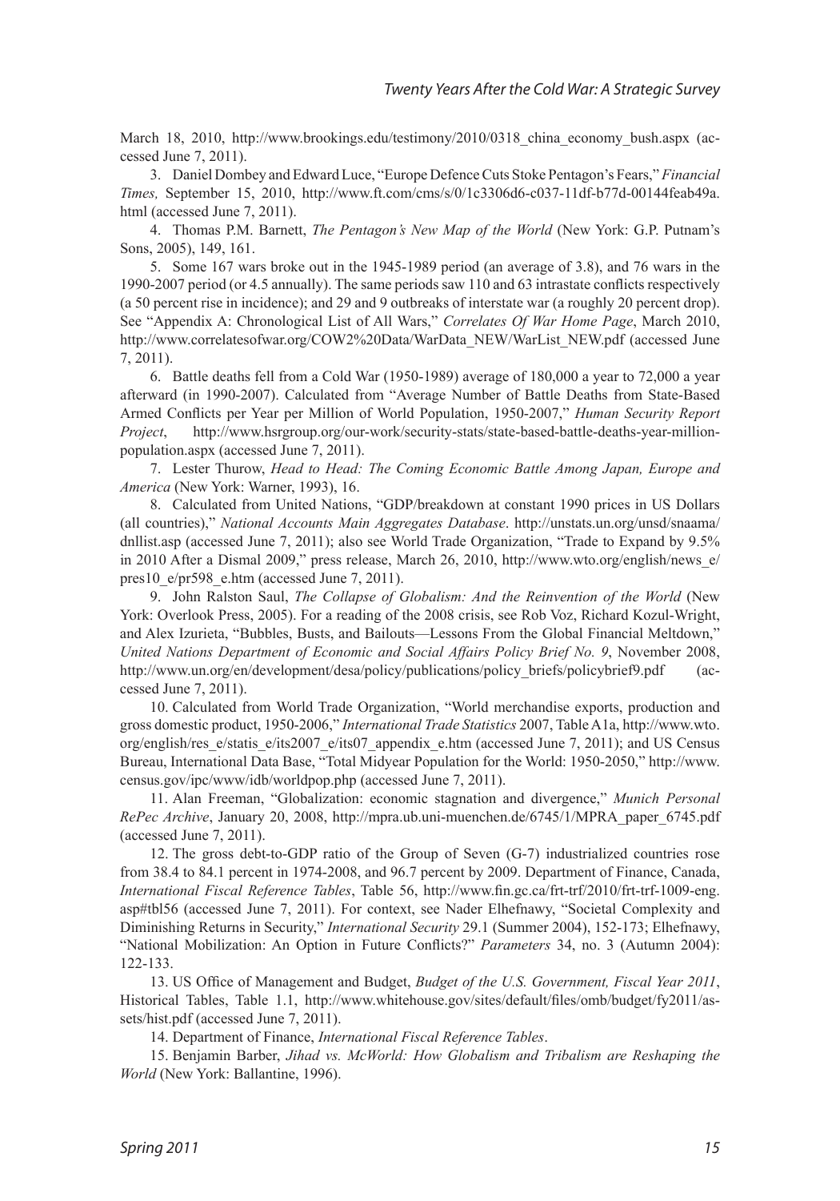March 18, 2010, http://www.brookings.edu/testimony/2010/0318_china_economy_bush.aspx (accessed June 7, 2011).

3. Daniel Dombey and Edward Luce, "Europe Defence Cuts Stoke Pentagon's Fears," *Financial Times,* September 15, 2010, http://www.ft.com/cms/s/0/1c3306d6-c037-11df-b77d-00144feab49a.html (accessed June 7, 2011).

4. Thomas P.M. Barnett, *The Pentagon's New Map of the World* (New York: G.P. Putnam's Sons, 2005), 149, 161.

5. Some 167 wars broke out in the 1945-1989 period (an average of 3.8), and 76 wars in the 1990-2007 period (or 4.5 annually). The same periods saw 110 and 63 intrastate conflicts respectively (a 50 percent rise in incidence); and 29 and 9 outbreaks of interstate war (a roughly 20 percent drop). See "Appendix A: Chronological List of All Wars," *Correlates Of War Home Page*, March 2010, http://www.correlatesofwar.org/COW2%20Data/WarData_NEW/WarList_NEW.pdf (accessed June 7, 2011).

6. Battle deaths fell from a Cold War (1950-1989) average of 180,000 a year to 72,000 a year afterward (in 1990-2007). Calculated from "Average Number of Battle Deaths from State-Based Armed Conflicts per Year per Million of World Population, 1950-2007," *Human Security Report Project*, http://www.hsrgroup.org/our-work/security-stats/state-based-battle-deaths-year-million-population.aspx (accessed June 7, 2011).

7. Lester Thurow, *Head to Head: The Coming Economic Battle Among Japan, Europe and America* (New York: Warner, 1993), 16.

8. Calculated from United Nations, "GDP/breakdown at constant 1990 prices in US Dollars (all countries)," *National Accounts Main Aggregates Database*. http://unstats.un.org/unsd/snaama/dnllist.asp (accessed June 7, 2011); also see World Trade Organization, "Trade to Expand by 9.5% in 2010 After a Dismal 2009," press release, March 26, 2010, http://www.wto.org/english/news_e/pres10_e/pr598_e.htm (accessed June 7, 2011).

9. John Ralston Saul, *The Collapse of Globalism: And the Reinvention of the World* (New York: Overlook Press, 2005). For a reading of the 2008 crisis, see Rob Voz, Richard Kozul-Wright, and Alex Izurieta, "Bubbles, Busts, and Bailouts—Lessons From the Global Financial Meltdown," *United Nations Department of Economic and Social Affairs Policy Brief No. 9*, November 2008, http://www.un.org/en/development/desa/policy/publications/policy_briefs/policybrief9.pdf (accessed June 7, 2011).

10. Calculated from World Trade Organization, "World merchandise exports, production and gross domestic product, 1950-2006," *International Trade Statistics* 2007, Table A1a, http://www.wto.org/english/res_e/statis_e/its2007_e/its07_appendix_e.htm (accessed June 7, 2011); and US Census Bureau, International Data Base, "Total Midyear Population for the World: 1950-2050," http://www.census.gov/ipc/www/idb/worldpop.php (accessed June 7, 2011).

11. Alan Freeman, "Globalization: economic stagnation and divergence," *Munich Personal RePec Archive*, January 20, 2008, http://mpra.ub.uni-muenchen.de/6745/1/MPRA_paper_6745.pdf (accessed June 7, 2011).

12. The gross debt-to-GDP ratio of the Group of Seven (G-7) industrialized countries rose from 38.4 to 84.1 percent in 1974-2008, and 96.7 percent by 2009. Department of Finance, Canada, *International Fiscal Reference Tables*, Table 56, http://www.fin.gc.ca/frt-trf/2010/frt-trf-1009-eng.asp#tbl56 (accessed June 7, 2011). For context, see Nader Elhefnawy, "Societal Complexity and Diminishing Returns in Security," *International Security* 29.1 (Summer 2004), 152-173; Elhefnawy, "National Mobilization: An Option in Future Conflicts?" *Parameters* 34, no. 3 (Autumn 2004): 122-133.

13. US Office of Management and Budget, *Budget of the U.S. Government, Fiscal Year 2011*, Historical Tables, Table 1.1, http://www.whitehouse.gov/sites/default/files/omb/budget/fy2011/assets/hist.pdf (accessed June 7, 2011).

14. Department of Finance, *International Fiscal Reference Tables*.

15. Benjamin Barber, *Jihad vs. McWorld: How Globalism and Tribalism are Reshaping the World* (New York: Ballantine, 1996).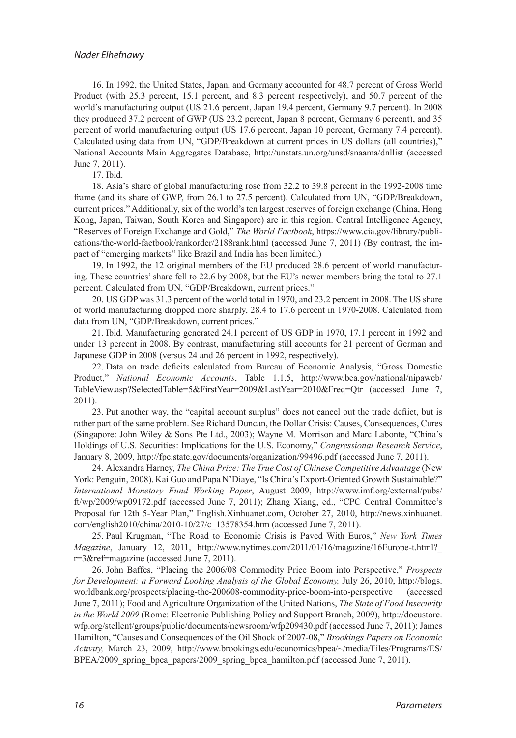16. In 1992, the United States, Japan, and Germany accounted for 48.7 percent of Gross World Product (with 25.3 percent, 15.1 percent, and 8.3 percent respectively), and 50.7 percent of the world's manufacturing output (US 21.6 percent, Japan 19.4 percent, Germany 9.7 percent). In 2008 they produced 37.2 percent of GWP (US 23.2 percent, Japan 8 percent, Germany 6 percent), and 35 percent of world manufacturing output (US 17.6 percent, Japan 10 percent, Germany 7.4 percent). Calculated using data from UN, "GDP/Breakdown at current prices in US dollars (all countries)," National Accounts Main Aggregates Database, http://unstats.un.org/unsd/snaama/dnllist (accessed June 7, 2011).

17. Ibid.

18. Asia's share of global manufacturing rose from 32.2 to 39.8 percent in the 1992-2008 time frame (and its share of GWP, from 26.1 to 27.5 percent). Calculated from UN, "GDP/Breakdown, current prices." Additionally, six of the world's ten largest reserves of foreign exchange (China, Hong Kong, Japan, Taiwan, South Korea and Singapore) are in this region. Central Intelligence Agency, "Reserves of Foreign Exchange and Gold," *The World Factbook*, https://www.cia.gov/library/publications/the-world-factbook/rankorder/2188rank.html (accessed June 7, 2011) (By contrast, the impact of "emerging markets" like Brazil and India has been limited.)

19. In 1992, the 12 original members of the EU produced 28.6 percent of world manufacturing. These countries' share fell to 22.6 by 2008, but the EU's newer members bring the total to 27.1 percent. Calculated from UN, "GDP/Breakdown, current prices."

20. US GDP was 31.3 percent of the world total in 1970, and 23.2 percent in 2008. The US share of world manufacturing dropped more sharply, 28.4 to 17.6 percent in 1970-2008. Calculated from data from UN, "GDP/Breakdown, current prices."

21. Ibid. Manufacturing generated 24.1 percent of US GDP in 1970, 17.1 percent in 1992 and under 13 percent in 2008. By contrast, manufacturing still accounts for 21 percent of German and Japanese GDP in 2008 (versus 24 and 26 percent in 1992, respectively).

22. Data on trade deficits calculated from Bureau of Economic Analysis, "Gross Domestic Product," *National Economic Accounts*, Table 1.1.5, http://www.bea.gov/national/nipaweb/TableView.asp?SelectedTable=5&FirstYear=2009&LastYear=2010&Freq=Qtr (accessed June 7, 2011).

23. Put another way, the "capital account surplus" does not cancel out the trade defiict, but is rather part of the same problem. See Richard Duncan, the Dollar Crisis: Causes, Consequences, Cures (Singapore: John Wiley & Sons Pte Ltd., 2003); Wayne M. Morrison and Marc Labonte, "China's Holdings of U.S. Securities: Implications for the U.S. Economy," *Congressional Research Service*, January 8, 2009, http://fpc.state.gov/documents/organization/99496.pdf (accessed June 7, 2011).

24. Alexandra Harney, *The China Price: The True Cost of Chinese Competitive Advantage* (New York: Penguin, 2008). Kai Guo and Papa N'Diaye, "Is China's Export-Oriented Growth Sustainable?" *International Monetary Fund Working Paper*, August 2009, http://www.imf.org/external/pubs/ft/wp/2009/wp09172.pdf (accessed June 7, 2011); Zhang Xiang, ed., "CPC Central Committee's Proposal for 12th 5-Year Plan," English.Xinhuanet.com, October 27, 2010, http://news.xinhuanet.com/english2010/china/2010-10/27/c_13578354.htm (accessed June 7, 2011).

25. Paul Krugman, "The Road to Economic Crisis is Paved With Euros," *New York Times Magazine*, January 12, 2011, http://www.nytimes.com/2011/01/16/magazine/16Europe-t.html?_r=3&ref=magazine (accessed June 7, 2011).

26. John Baffes, "Placing the 2006/08 Commodity Price Boom into Perspective," *Prospects for Development: a Forward Looking Analysis of the Global Economy,* July 26, 2010, http://blogs.worldbank.org/prospects/placing-the-200608-commodity-price-boom-into-perspective (accessed June 7, 2011); Food and Agriculture Organization of the United Nations, *The State of Food Insecurity in the World 2009* (Rome: Electronic Publishing Policy and Support Branch, 2009), http://docustore.wfp.org/stellent/groups/public/documents/newsroom/wfp209430.pdf (accessed June 7, 2011); James Hamilton, "Causes and Consequences of the Oil Shock of 2007-08," *Brookings Papers on Economic Activity,* March 23, 2009, http://www.brookings.edu/economics/bpea/~/media/Files/Programs/ES/BPEA/2009_spring_bpea_papers/2009_spring_bpea_hamilton.pdf (accessed June 7, 2011).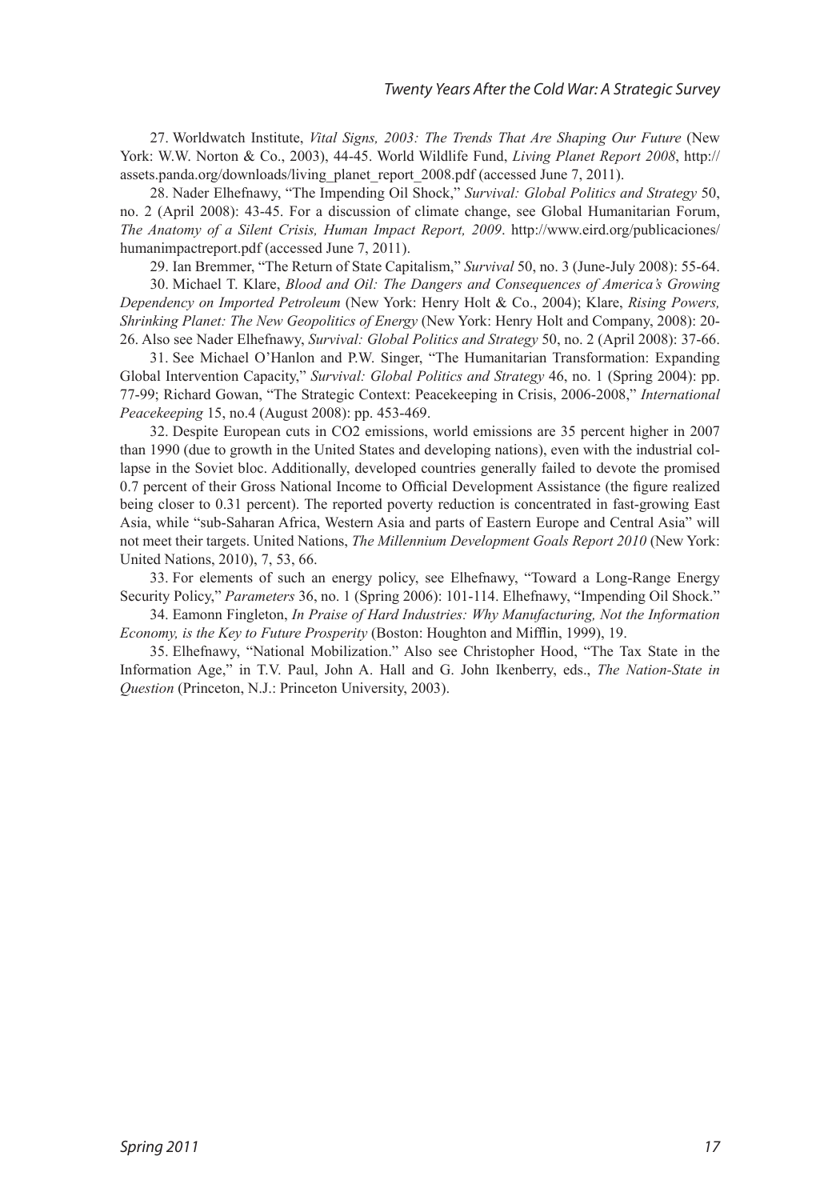27. Worldwatch Institute, *Vital Signs, 2003: The Trends That Are Shaping Our Future* (New York: W.W. Norton & Co., 2003), 44-45. World Wildlife Fund, *Living Planet Report 2008*, http://assets.panda.org/downloads/living_planet_report_2008.pdf (accessed June 7, 2011).

28. Nader Elhefnawy, "The Impending Oil Shock," *Survival: Global Politics and Strategy* 50, no. 2 (April 2008): 43-45. For a discussion of climate change, see Global Humanitarian Forum, *The Anatomy of a Silent Crisis, Human Impact Report, 2009*. http://www.eird.org/publicaciones/humanimpactreport.pdf (accessed June 7, 2011).

29. Ian Bremmer, "The Return of State Capitalism," *Survival* 50, no. 3 (June-July 2008): 55-64.

30. Michael T. Klare, *Blood and Oil: The Dangers and Consequences of America's Growing Dependency on Imported Petroleum* (New York: Henry Holt & Co., 2004); Klare, *Rising Powers, Shrinking Planet: The New Geopolitics of Energy* (New York: Henry Holt and Company, 2008): 20-26. Also see Nader Elhefnawy, *Survival: Global Politics and Strategy* 50, no. 2 (April 2008): 37-66.

31. See Michael O'Hanlon and P.W. Singer, "The Humanitarian Transformation: Expanding Global Intervention Capacity," *Survival: Global Politics and Strategy* 46, no. 1 (Spring 2004): pp. 77-99; Richard Gowan, "The Strategic Context: Peacekeeping in Crisis, 2006-2008," *International Peacekeeping* 15, no.4 (August 2008): pp. 453-469.

32. Despite European cuts in CO2 emissions, world emissions are 35 percent higher in 2007 than 1990 (due to growth in the United States and developing nations), even with the industrial collapse in the Soviet bloc. Additionally, developed countries generally failed to devote the promised 0.7 percent of their Gross National Income to Official Development Assistance (the figure realized being closer to 0.31 percent). The reported poverty reduction is concentrated in fast-growing East Asia, while "sub-Saharan Africa, Western Asia and parts of Eastern Europe and Central Asia" will not meet their targets. United Nations, *The Millennium Development Goals Report 2010* (New York: United Nations, 2010), 7, 53, 66.

33. For elements of such an energy policy, see Elhefnawy, "Toward a Long-Range Energy Security Policy," *Parameters* 36, no. 1 (Spring 2006): 101-114. Elhefnawy, "Impending Oil Shock."

34. Eamonn Fingleton, *In Praise of Hard Industries: Why Manufacturing, Not the Information Economy, is the Key to Future Prosperity* (Boston: Houghton and Mifflin, 1999), 19.

35. Elhefnawy, "National Mobilization." Also see Christopher Hood, "The Tax State in the Information Age," in T.V. Paul, John A. Hall and G. John Ikenberry, eds., *The Nation-State in Question* (Princeton, N.J.: Princeton University, 2003).